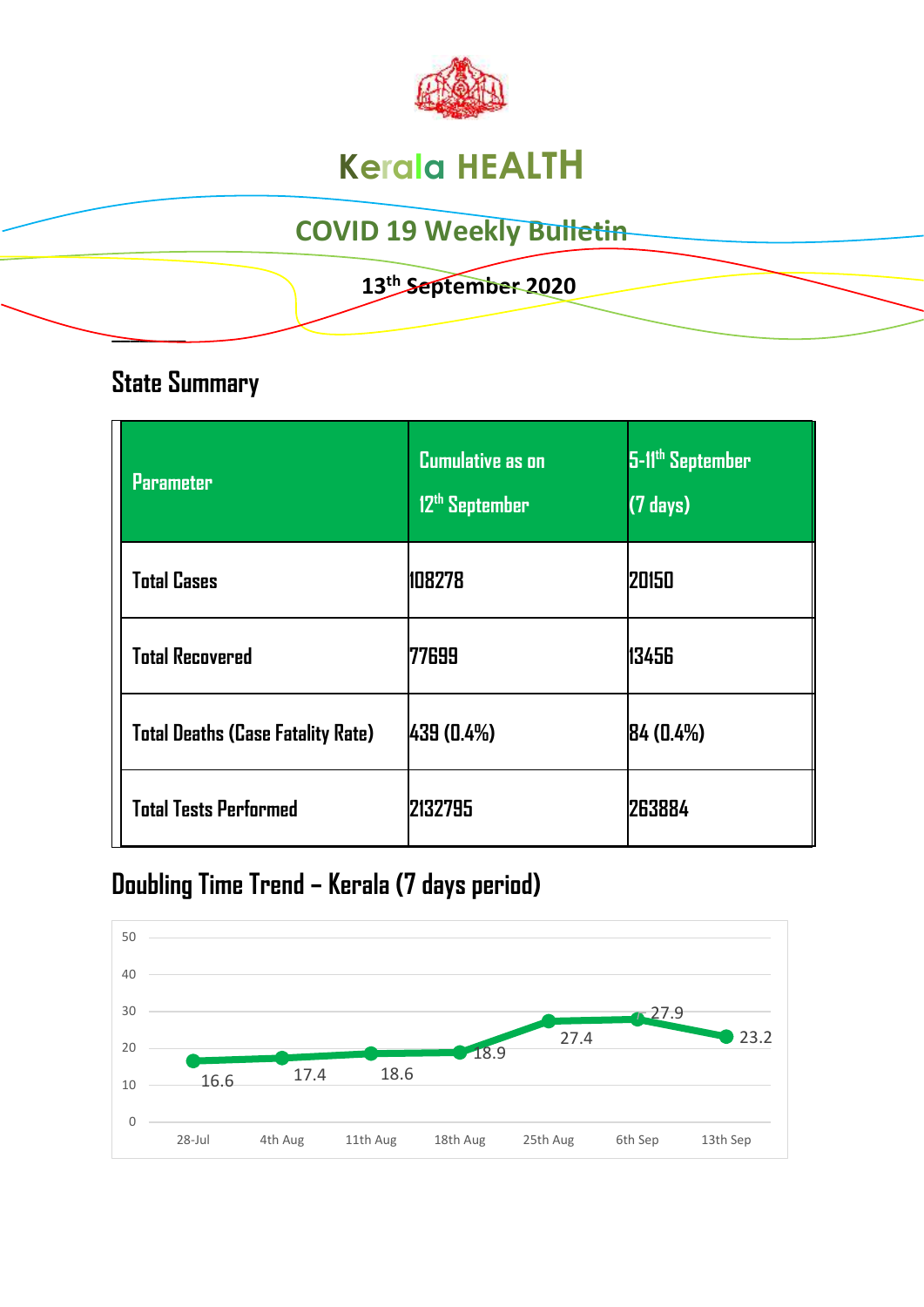# Kerala HEALTH

## COVID 19 Weekly Bulletin

**13th September 2020**

## State Summary

| Parameter | Cumulative as on 12th September | 5-11th September (7 days) |
|---|---|---|
| Total Cases | 108278 | 20150 |
| Total Recovered | 77699 | 13456 |
| Total Deaths (Case Fatality Rate) | 439 (0.4%) | 84 (0.4%) |
| Total Tests Performed | 2132795 | 263884 |

## Doubling Time Trend – Kerala (7 days period)

| Date | Doubling Time |
|---|---|
| 28-Jul | 16.6 |
| 4th Aug | 17.4 |
| 11th Aug | 18.6 |
| 18th Aug | 18.9 |
| 25th Aug | 27.4 |
| 6th Sep | 27.9 |
| 13th Sep | 23.2 |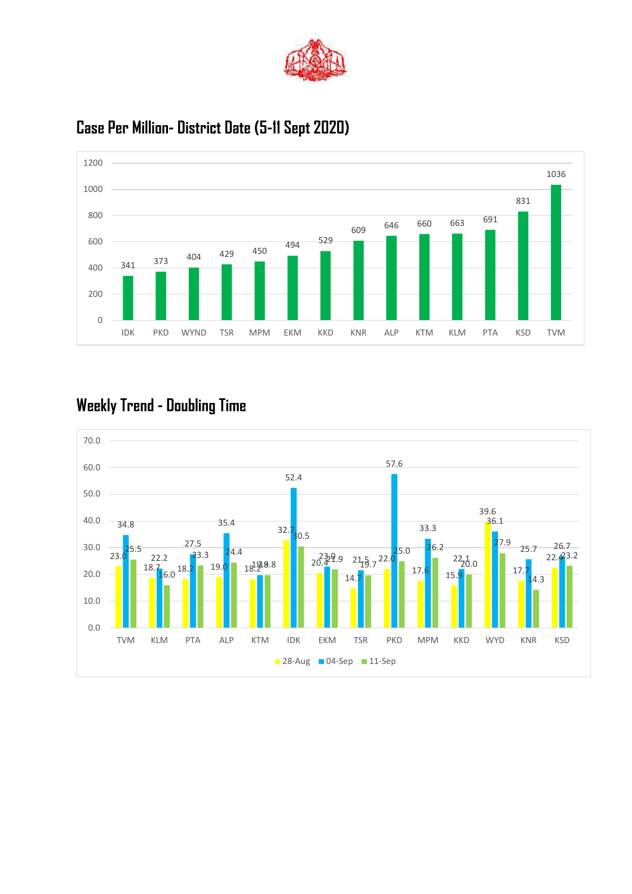## Case Per Million- District Date (5-11 Sept 2020)

| District | Cases per million |
|---|---|
| IDK | 341 |
| PKD | 373 |
| WYND | 404 |
| TSR | 429 |
| MPM | 450 |
| EKM | 494 |
| KKD | 529 |
| KNR | 609 |
| ALP | 646 |
| KTM | 660 |
| KLM | 663 |
| PTA | 691 |
| KSD | 831 |
| TVM | 1036 |

## Weekly Trend - Doubling Time

| District | 28-Aug | 04-Sep | 11-Sep |
|---|---|---|---|
| TVM | 23.0 | 34.8 | 25.5 |
| KLM | 18.7 | 22.2 | 16.0 |
| PTA | 18.2 | 27.5 | 23.3 |
| ALP | 19.0 | 35.4 | 24.4 |
| KTM | 18.2 | 19.8 | 19.8 |
| IDK | 32.7 | 52.4 | 30.5 |
| EKM | 20.4 | 23.0 | 21.9 |
| TSR | 14.7 | 21.5 | 19.7 |
| PKD | 22.0 | 57.6 | 25.0 |
| MPM | 17.6 | 33.3 | 26.2 |
| KKD | 15.9 | 22.1 | 20.0 |
| WYD | 39.6 | 36.1 | 27.9 |
| KNR | 17.7 | 25.7 | 14.3 |
| KSD | 22.4 | 26.7 | 23.2 |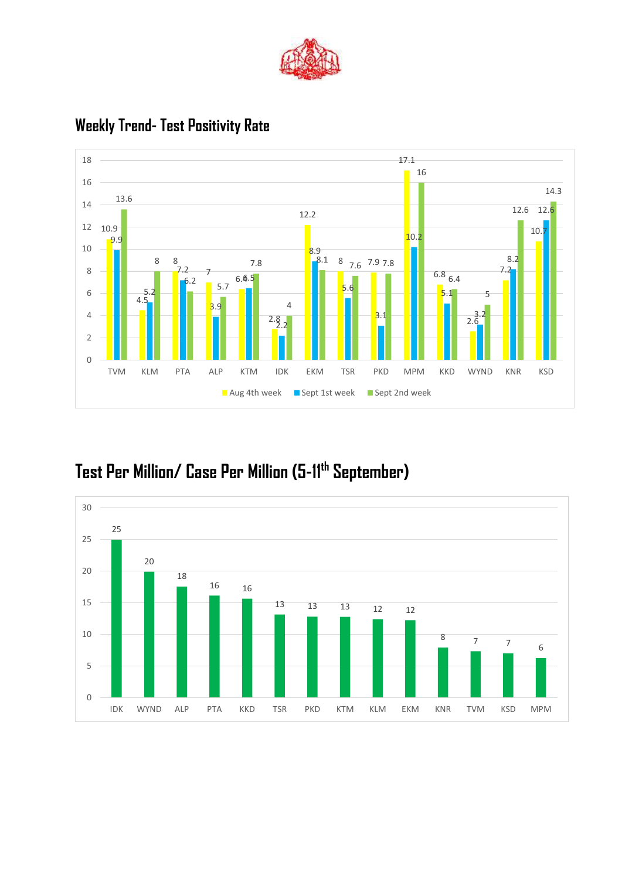## Weekly Trend- Test Positivity Rate

| District | Aug 4th week | Sept 1st week | Sept 2nd week |
|---|---|---|---|
| TVM | 10.9 | 9.9 | 13.6 |
| KLM | 4.5 | 5.2 | 8 |
| PTA | 8 | 7.2 | 6.2 |
| ALP | 7 | 3.9 | 5.7 |
| KTM | 6.4 | 6.5 | 7.8 |
| IDK | 2.8 | 2.2 | 4 |
| EKM | 12.2 | 8.9 | 8.1 |
| TSR | 8 | 5.6 | 7.6 |
| PKD | 7.9 | 3.1 | 7.8 |
| MPM | 17.1 | 10.2 | 16 |
| KKD | 6.8 | 5.1 | 6.4 |
| WYND | 2.6 | 3.2 | 5 |
| KNR | 7.2 | 8.2 | 12.6 |
| KSD | 10.7 | 12.6 | 14.3 |

## Test Per Million/ Case Per Million (5-11th September)

| District | Test Per Million/ Case Per Million |
|---|---|
| IDK | 25 |
| WYND | 20 |
| ALP | 18 |
| PTA | 16 |
| KKD | 16 |
| TSR | 13 |
| PKD | 13 |
| KTM | 13 |
| KLM | 12 |
| EKM | 12 |
| KNR | 8 |
| TVM | 7 |
| KSD | 7 |
| MPM | 6 |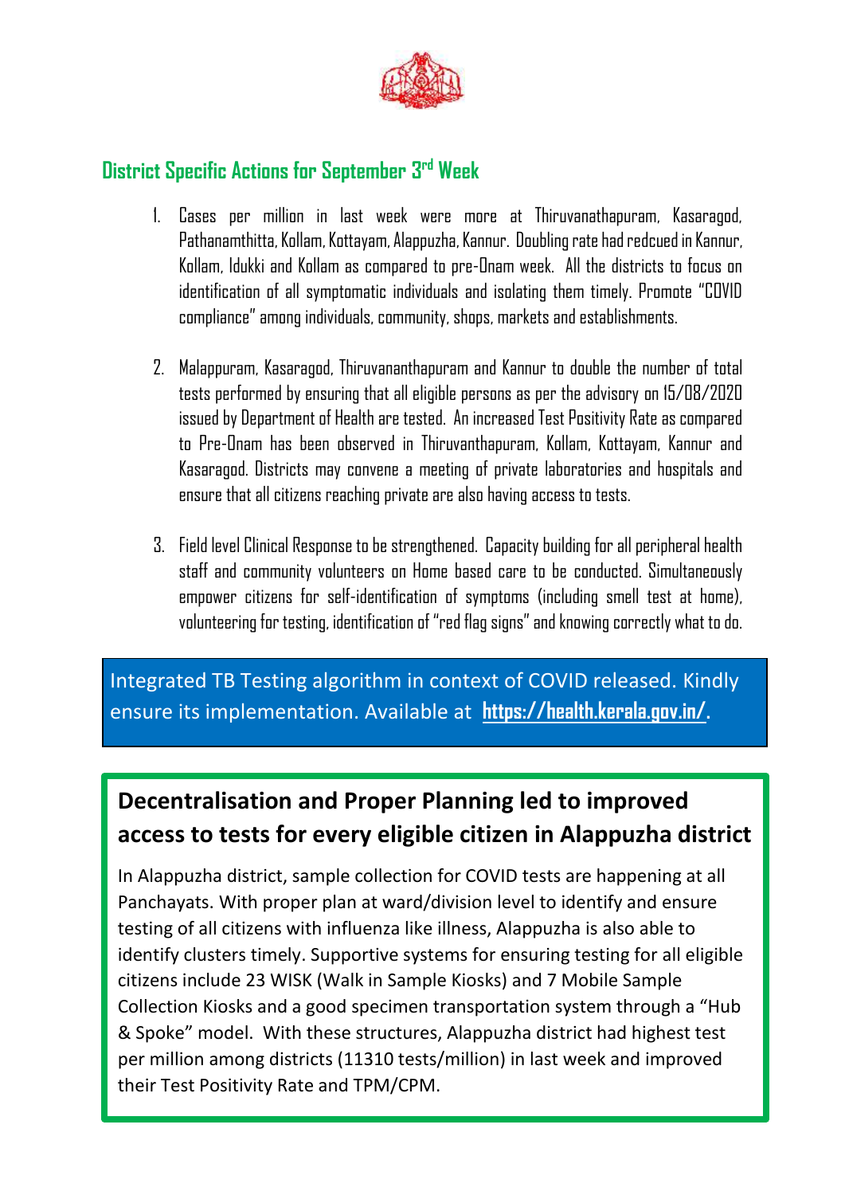## District Specific Actions for September 3rd Week

1. Cases per million in last week were more at Thiruvanathapuram, Kasaragod, Pathanamthitta, Kollam, Kottayam, Alappuzha, Kannur. Doubling rate had redcued in Kannur, Kollam, Idukki and Kollam as compared to pre-Onam week. All the districts to focus on identification of all symptomatic individuals and isolating them timely. Promote "COVID compliance" among individuals, community, shops, markets and establishments.

2. Malappuram, Kasaragod, Thiruvananthapuram and Kannur to double the number of total tests performed by ensuring that all eligible persons as per the advisory on 15/08/2020 issued by Department of Health are tested. An increased Test Positivity Rate as compared to Pre-Onam has been observed in Thiruvanthapuram, Kollam, Kottayam, Kannur and Kasaragod. Districts may convene a meeting of private laboratories and hospitals and ensure that all citizens reaching private are also having access to tests.

3. Field level Clinical Response to be strengthened. Capacity building for all peripheral health staff and community volunteers on Home based care to be conducted. Simultaneously empower citizens for self-identification of symptoms (including smell test at home), volunteering for testing, identification of "red flag signs" and knowing correctly what to do.

Integrated TB Testing algorithm in context of COVID released. Kindly ensure its implementation. Available at **https://health.kerala.gov.in/**.

### Decentralisation and Proper Planning led to improved access to tests for every eligible citizen in Alappuzha district

In Alappuzha district, sample collection for COVID tests are happening at all Panchayats. With proper plan at ward/division level to identify and ensure testing of all citizens with influenza like illness, Alappuzha is also able to identify clusters timely. Supportive systems for ensuring testing for all eligible citizens include 23 WISK (Walk in Sample Kiosks) and 7 Mobile Sample Collection Kiosks and a good specimen transportation system through a "Hub & Spoke" model. With these structures, Alappuzha district had highest test per million among districts (11310 tests/million) in last week and improved their Test Positivity Rate and TPM/CPM.